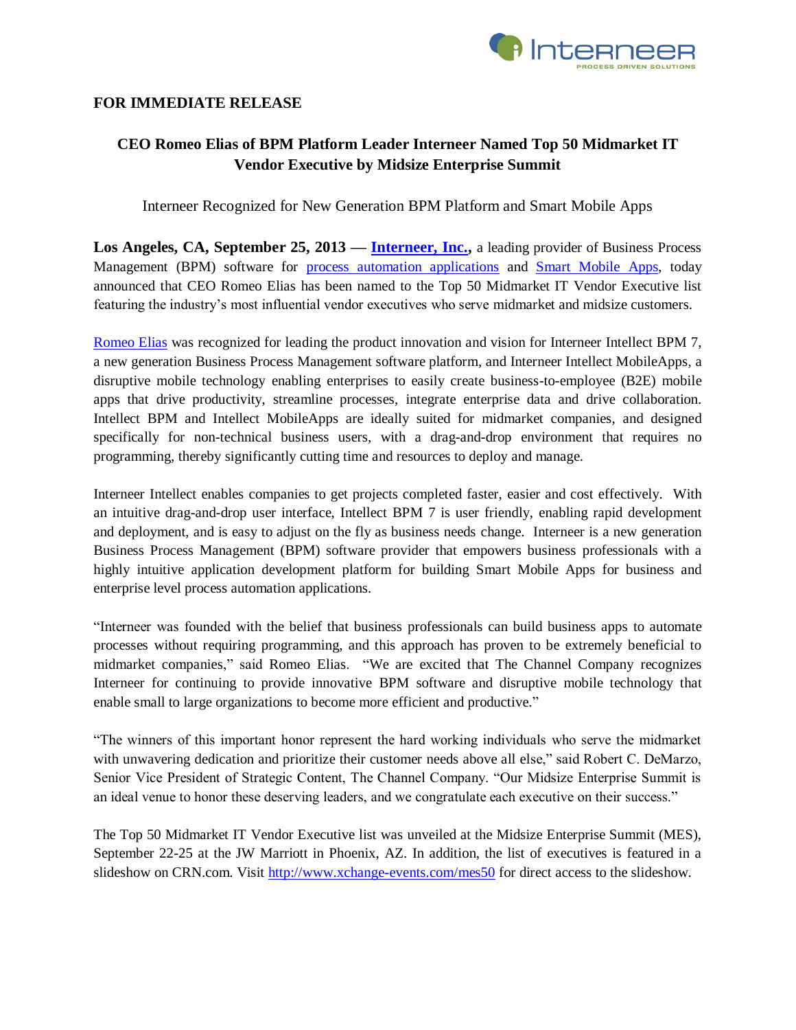**FOR IMMEDIATE RELEASE**

# CEO Romeo Elias of BPM Platform Leader Interneer Named Top 50 Midmarket IT Vendor Executive by Midsize Enterprise Summit

Interneer Recognized for New Generation BPM Platform and Smart Mobile Apps

**Los Angeles, CA, September 25, 2013 — Interneer, Inc.,** a leading provider of Business Process Management (BPM) software for process automation applications and Smart Mobile Apps, today announced that CEO Romeo Elias has been named to the Top 50 Midmarket IT Vendor Executive list featuring the industry's most influential vendor executives who serve midmarket and midsize customers.

Romeo Elias was recognized for leading the product innovation and vision for Interneer Intellect BPM 7, a new generation Business Process Management software platform, and Interneer Intellect MobileApps, a disruptive mobile technology enabling enterprises to easily create business-to-employee (B2E) mobile apps that drive productivity, streamline processes, integrate enterprise data and drive collaboration. Intellect BPM and Intellect MobileApps are ideally suited for midmarket companies, and designed specifically for non-technical business users, with a drag-and-drop environment that requires no programming, thereby significantly cutting time and resources to deploy and manage.

Interneer Intellect enables companies to get projects completed faster, easier and cost effectively. With an intuitive drag-and-drop user interface, Intellect BPM 7 is user friendly, enabling rapid development and deployment, and is easy to adjust on the fly as business needs change. Interneer is a new generation Business Process Management (BPM) software provider that empowers business professionals with a highly intuitive application development platform for building Smart Mobile Apps for business and enterprise level process automation applications.

"Interneer was founded with the belief that business professionals can build business apps to automate processes without requiring programming, and this approach has proven to be extremely beneficial to midmarket companies," said Romeo Elias. "We are excited that The Channel Company recognizes Interneer for continuing to provide innovative BPM software and disruptive mobile technology that enable small to large organizations to become more efficient and productive."

"The winners of this important honor represent the hard working individuals who serve the midmarket with unwavering dedication and prioritize their customer needs above all else," said Robert C. DeMarzo, Senior Vice President of Strategic Content, The Channel Company. "Our Midsize Enterprise Summit is an ideal venue to honor these deserving leaders, and we congratulate each executive on their success."

The Top 50 Midmarket IT Vendor Executive list was unveiled at the Midsize Enterprise Summit (MES), September 22-25 at the JW Marriott in Phoenix, AZ. In addition, the list of executives is featured in a slideshow on CRN.com. Visit http://www.xchange-events.com/mes50 for direct access to the slideshow.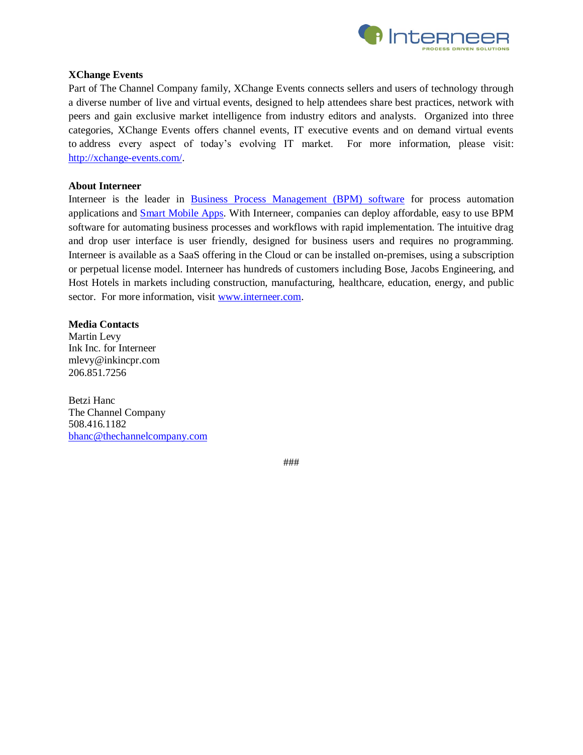**XChange Events**

Part of The Channel Company family, XChange Events connects sellers and users of technology through a diverse number of live and virtual events, designed to help attendees share best practices, network with peers and gain exclusive market intelligence from industry editors and analysts. Organized into three categories, XChange Events offers channel events, IT executive events and on demand virtual events to address every aspect of today's evolving IT market. For more information, please visit: http://xchange-events.com/.

**About Interneer**

Interneer is the leader in Business Process Management (BPM) software for process automation applications and Smart Mobile Apps. With Interneer, companies can deploy affordable, easy to use BPM software for automating business processes and workflows with rapid implementation. The intuitive drag and drop user interface is user friendly, designed for business users and requires no programming. Interneer is available as a SaaS offering in the Cloud or can be installed on-premises, using a subscription or perpetual license model. Interneer has hundreds of customers including Bose, Jacobs Engineering, and Host Hotels in markets including construction, manufacturing, healthcare, education, energy, and public sector. For more information, visit www.interneer.com.

**Media Contacts**

Martin Levy
Ink Inc. for Interneer
mlevy@inkincpr.com
206.851.7256

Betzi Hanc
The Channel Company
508.416.1182
bhanc@thechannelcompany.com

###